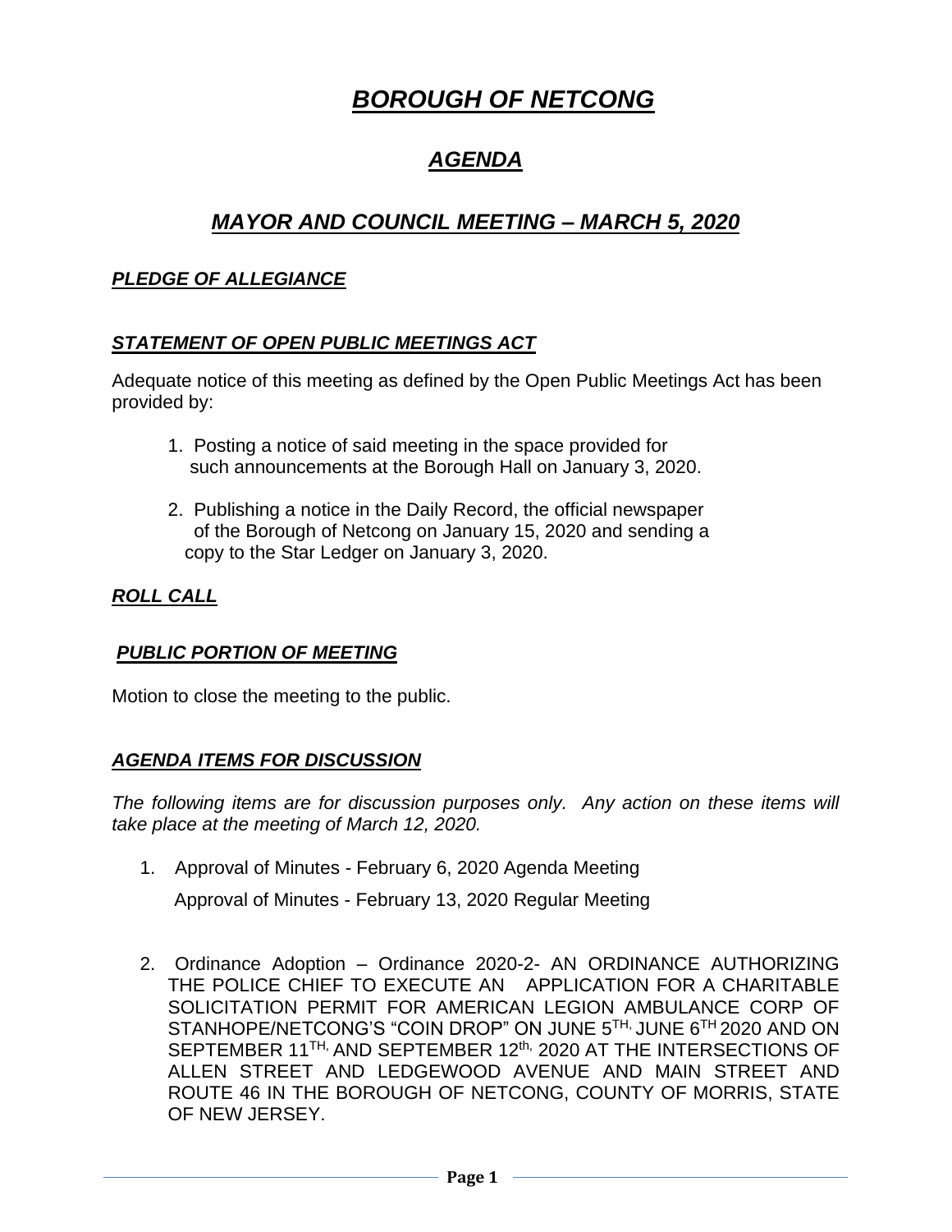# ***BOROUGH OF NETCONG***

## ***AGENDA***

## ***MAYOR AND COUNCIL MEETING – MARCH 5, 2020***

***PLEDGE OF ALLEGIANCE***

***STATEMENT OF OPEN PUBLIC MEETINGS ACT***

Adequate notice of this meeting as defined by the Open Public Meetings Act has been provided by:

1. Posting a notice of said meeting in the space provided for such announcements at the Borough Hall on January 3, 2020.

2. Publishing a notice in the Daily Record, the official newspaper of the Borough of Netcong on January 15, 2020 and sending a copy to the Star Ledger on January 3, 2020.

***ROLL CALL***

***PUBLIC PORTION OF MEETING***

Motion to close the meeting to the public.

***AGENDA ITEMS FOR DISCUSSION***

*The following items are for discussion purposes only. Any action on these items will take place at the meeting of March 12, 2020.*

1. Approval of Minutes - February 6, 2020 Agenda Meeting

   Approval of Minutes - February 13, 2020 Regular Meeting

2. Ordinance Adoption – Ordinance 2020-2- AN ORDINANCE AUTHORIZING THE POLICE CHIEF TO EXECUTE AN APPLICATION FOR A CHARITABLE SOLICITATION PERMIT FOR AMERICAN LEGION AMBULANCE CORP OF STANHOPE/NETCONG'S "COIN DROP" ON JUNE 5TH, JUNE 6TH 2020 AND ON SEPTEMBER 11TH, AND SEPTEMBER 12th, 2020 AT THE INTERSECTIONS OF ALLEN STREET AND LEDGEWOOD AVENUE AND MAIN STREET AND ROUTE 46 IN THE BOROUGH OF NETCONG, COUNTY OF MORRIS, STATE OF NEW JERSEY.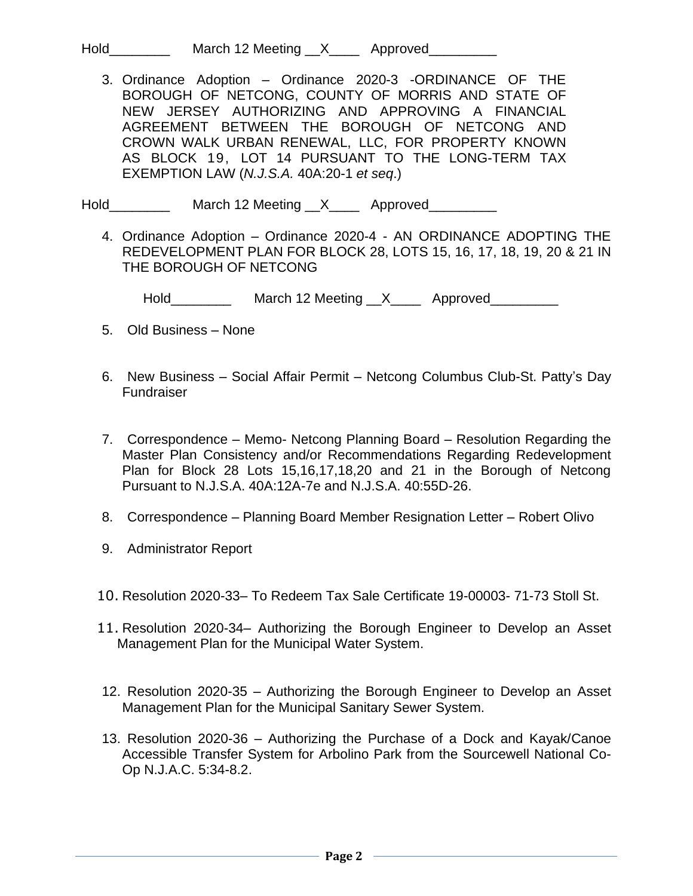Hold________ March 12 Meeting __X____ Approved_________

3. Ordinance Adoption – Ordinance 2020-3 -ORDINANCE OF THE BOROUGH OF NETCONG, COUNTY OF MORRIS AND STATE OF NEW JERSEY AUTHORIZING AND APPROVING A FINANCIAL AGREEMENT BETWEEN THE BOROUGH OF NETCONG AND CROWN WALK URBAN RENEWAL, LLC, FOR PROPERTY KNOWN AS BLOCK 19, LOT 14 PURSUANT TO THE LONG-TERM TAX EXEMPTION LAW (*N.J.S.A.* 40A:20-1 *et seq.*)

Hold________ March 12 Meeting __X____ Approved_________

4. Ordinance Adoption – Ordinance 2020-4 - AN ORDINANCE ADOPTING THE REDEVELOPMENT PLAN FOR BLOCK 28, LOTS 15, 16, 17, 18, 19, 20 & 21 IN THE BOROUGH OF NETCONG

   Hold________ March 12 Meeting __X____ Approved_________

5. Old Business – None

6. New Business – Social Affair Permit – Netcong Columbus Club-St. Patty's Day Fundraiser

7. Correspondence – Memo- Netcong Planning Board – Resolution Regarding the Master Plan Consistency and/or Recommendations Regarding Redevelopment Plan for Block 28 Lots 15,16,17,18,20 and 21 in the Borough of Netcong Pursuant to N.J.S.A. 40A:12A-7e and N.J.S.A. 40:55D-26.

8. Correspondence – Planning Board Member Resignation Letter – Robert Olivo

9. Administrator Report

10. Resolution 2020-33– To Redeem Tax Sale Certificate 19-00003- 71-73 Stoll St.

11. Resolution 2020-34– Authorizing the Borough Engineer to Develop an Asset Management Plan for the Municipal Water System.

12. Resolution 2020-35 – Authorizing the Borough Engineer to Develop an Asset Management Plan for the Municipal Sanitary Sewer System.

13. Resolution 2020-36 – Authorizing the Purchase of a Dock and Kayak/Canoe Accessible Transfer System for Arbolino Park from the Sourcewell National Co-Op N.J.A.C. 5:34-8.2.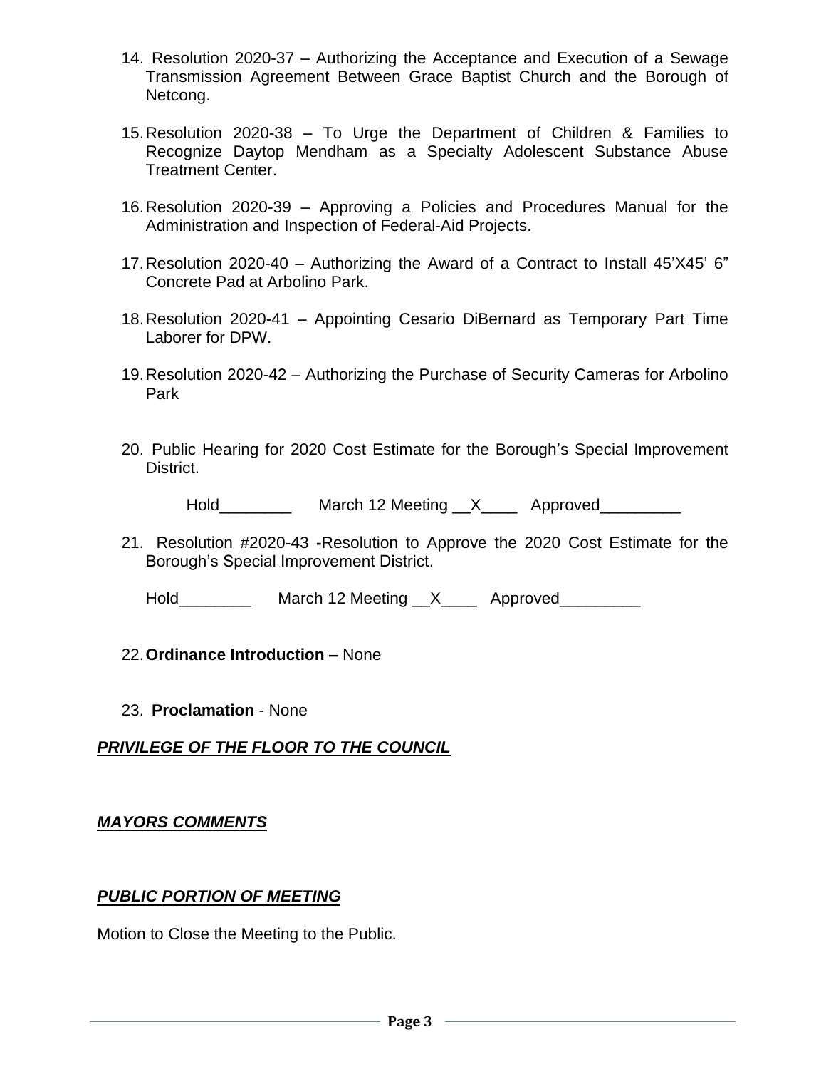14. Resolution 2020-37 – Authorizing the Acceptance and Execution of a Sewage Transmission Agreement Between Grace Baptist Church and the Borough of Netcong.

15. Resolution 2020-38 – To Urge the Department of Children & Families to Recognize Daytop Mendham as a Specialty Adolescent Substance Abuse Treatment Center.

16. Resolution 2020-39 – Approving a Policies and Procedures Manual for the Administration and Inspection of Federal-Aid Projects.

17. Resolution 2020-40 – Authorizing the Award of a Contract to Install 45'X45' 6" Concrete Pad at Arbolino Park.

18. Resolution 2020-41 – Appointing Cesario DiBernard as Temporary Part Time Laborer for DPW.

19. Resolution 2020-42 – Authorizing the Purchase of Security Cameras for Arbolino Park

20. Public Hearing for 2020 Cost Estimate for the Borough's Special Improvement District.

    Hold________ March 12 Meeting __X____ Approved_________

21. Resolution #2020-43 **-**Resolution to Approve the 2020 Cost Estimate for the Borough's Special Improvement District.

    Hold________ March 12 Meeting __X____ Approved_________

22. **Ordinance Introduction –** None

23. **Proclamation** - None

***PRIVILEGE OF THE FLOOR TO THE COUNCIL***

***MAYORS COMMENTS***

***PUBLIC PORTION OF MEETING***

Motion to Close the Meeting to the Public.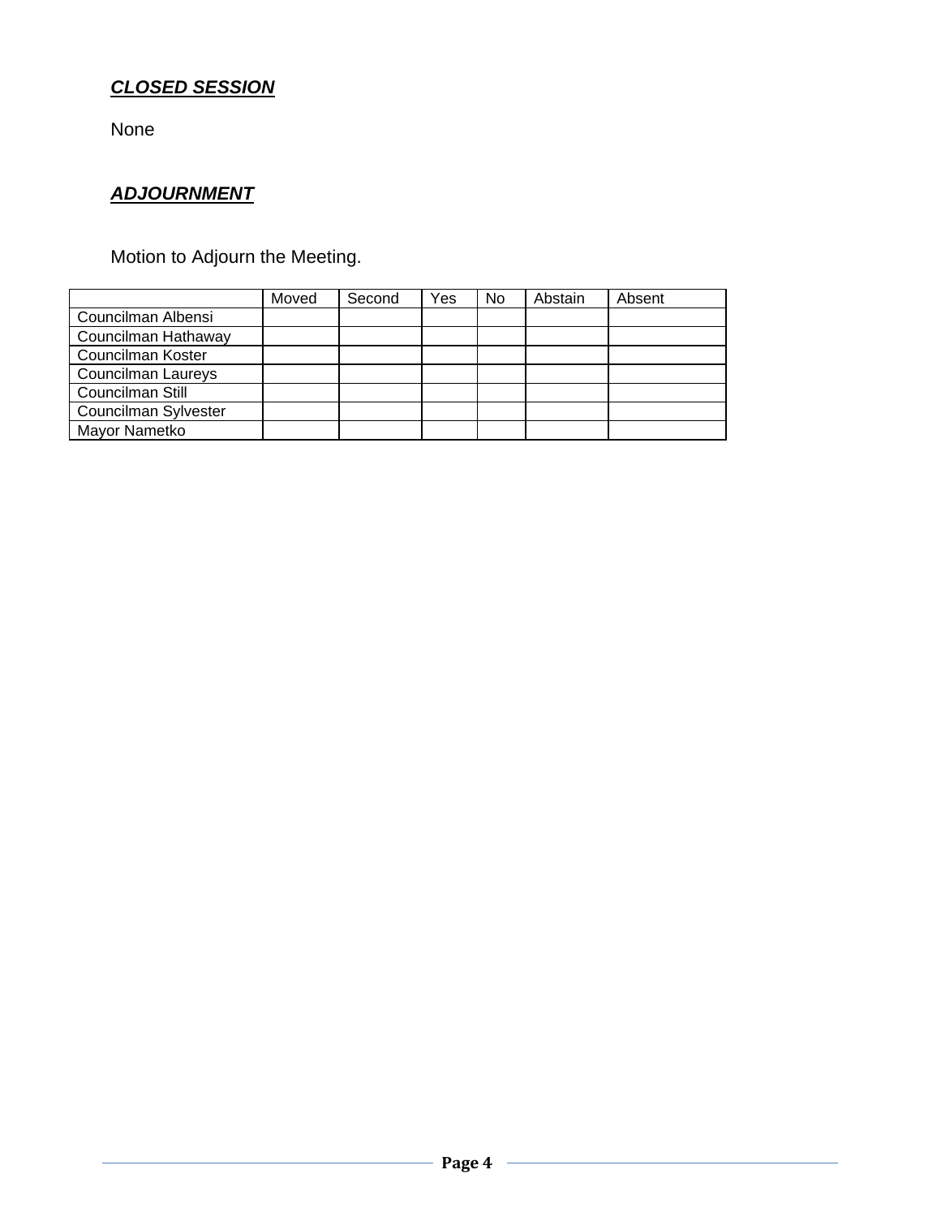***CLOSED SESSION***

None

***ADJOURNMENT***

Motion to Adjourn the Meeting.

| | Moved | Second | Yes | No | Abstain | Absent |
|---|---|---|---|---|---|---|
| Councilman Albensi | | | | | | |
| Councilman Hathaway | | | | | | |
| Councilman Koster | | | | | | |
| Councilman Laureys | | | | | | |
| Councilman Still | | | | | | |
| Councilman Sylvester | | | | | | |
| Mayor Nametko | | | | | | |